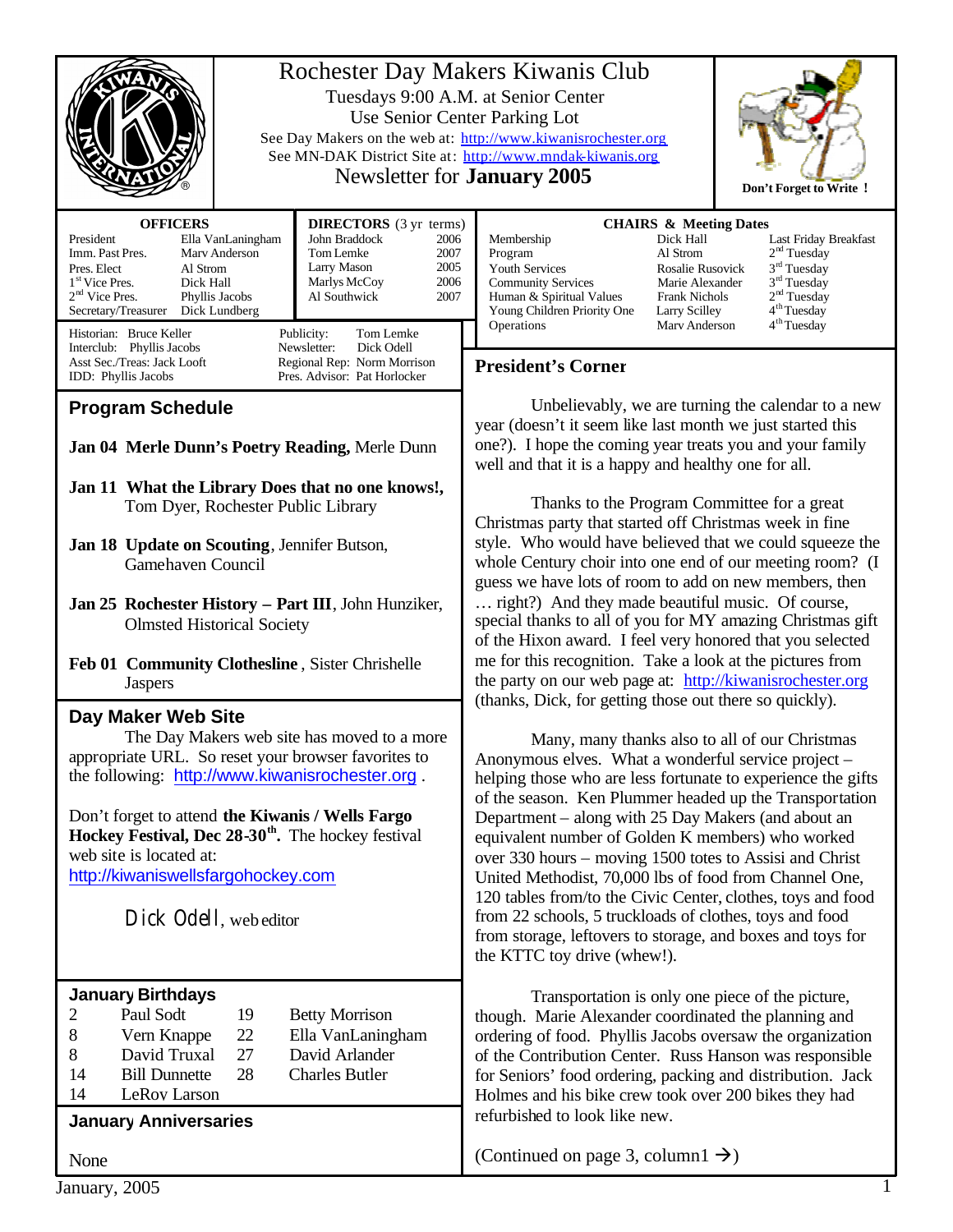# Rochester Day Makers Kiwanis Club

Tuesdays 9:00 A.M. at Senior Center
Use Senior Center Parking Lot
See Day Makers on the web at: http://www.kiwanisrochester.org
See MN-DAK District Site at: http://www.mndak-kiwanis.org
Newsletter for **January 2005**

**Don't Forget to Write !**

**OFFICERS**

| | |
|---|---|
| President | Ella VanLaningham |
| Imm. Past Pres. | Marv Anderson |
| Pres. Elect | Al Strom |
| 1st Vice Pres. | Dick Hall |
| 2nd Vice Pres. | Phyllis Jacobs |
| Secretary/Treasurer | Dick Lundberg |

**DIRECTORS** (3 yr terms)

| | |
|---|---|
| John Braddock | 2006 |
| Tom Lemke | 2007 |
| Larry Mason | 2005 |
| Marlys McCoy | 2006 |
| Al Southwick | 2007 |

Historian: Bruce Keller
Interclub: Phyllis Jacobs
Asst Sec./Treas: Jack Looft
IDD: Phyllis Jacobs
Publicity: Tom Lemke
Newsletter: Dick Odell
Regional Rep: Norm Morrison
Pres. Advisor: Pat Horlocker

**CHAIRS & Meeting Dates**

| | | |
|---|---|---|
| Membership | Dick Hall | Last Friday Breakfast |
| Program | Al Strom | 2nd Tuesday |
| Youth Services | Rosalie Rusovick | 3rd Tuesday |
| Community Services | Marie Alexander | 3rd Tuesday |
| Human & Spiritual Values | Frank Nichols | 2nd Tuesday |
| Young Children Priority One | Larry Scilley | 4th Tuesday |
| Operations | Marv Anderson | 4th Tuesday |

## Program Schedule

**Jan 04 Merle Dunn's Poetry Reading,** Merle Dunn

**Jan 11 What the Library Does that no one knows!,** Tom Dyer, Rochester Public Library

**Jan 18 Update on Scouting**, Jennifer Butson, Gamehaven Council

**Jan 25 Rochester History – Part III**, John Hunziker, Olmsted Historical Society

**Feb 01 Community Clothesline** , Sister Chrishelle Jaspers

## Day Maker Web Site

The Day Makers web site has moved to a more appropriate URL. So reset your browser favorites to the following: http://www.kiwanisrochester.org .

Don't forget to attend **the Kiwanis / Wells Fargo Hockey Festival, Dec 28-30th.** The hockey festival web site is located at: http://kiwaniswellsfargohockey.com

Dick Odell, web editor

## January Birthdays

| | | | |
|---|---|---|---|
| 2 | Paul Sodt | 19 | Betty Morrison |
| 8 | Vern Knappe | 22 | Ella VanLaningham |
| 8 | David Truxal | 27 | David Arlander |
| 14 | Bill Dunnette | 28 | Charles Butler |
| 14 | LeRoy Larson | | |

## January Anniversaries

None

## President's Corner

Unbelievably, we are turning the calendar to a new year (doesn't it seem like last month we just started this one?). I hope the coming year treats you and your family well and that it is a happy and healthy one for all.

Thanks to the Program Committee for a great Christmas party that started off Christmas week in fine style. Who would have believed that we could squeeze the whole Century choir into one end of our meeting room? (I guess we have lots of room to add on new members, then … right?) And they made beautiful music. Of course, special thanks to all of you for MY amazing Christmas gift of the Hixon award. I feel very honored that you selected me for this recognition. Take a look at the pictures from the party on our web page at: http://kiwanisrochester.org (thanks, Dick, for getting those out there so quickly).

Many, many thanks also to all of our Christmas Anonymous elves. What a wonderful service project – helping those who are less fortunate to experience the gifts of the season. Ken Plummer headed up the Transportation Department – along with 25 Day Makers (and about an equivalent number of Golden K members) who worked over 330 hours – moving 1500 totes to Assisi and Christ United Methodist, 70,000 lbs of food from Channel One, 120 tables from/to the Civic Center, clothes, toys and food from 22 schools, 5 truckloads of clothes, toys and food from storage, leftovers to storage, and boxes and toys for the KTTC toy drive (whew!).

Transportation is only one piece of the picture, though. Marie Alexander coordinated the planning and ordering of food. Phyllis Jacobs oversaw the organization of the Contribution Center. Russ Hanson was responsible for Seniors' food ordering, packing and distribution. Jack Holmes and his bike crew took over 200 bikes they had refurbished to look like new.

(Continued on page 3, column1 →)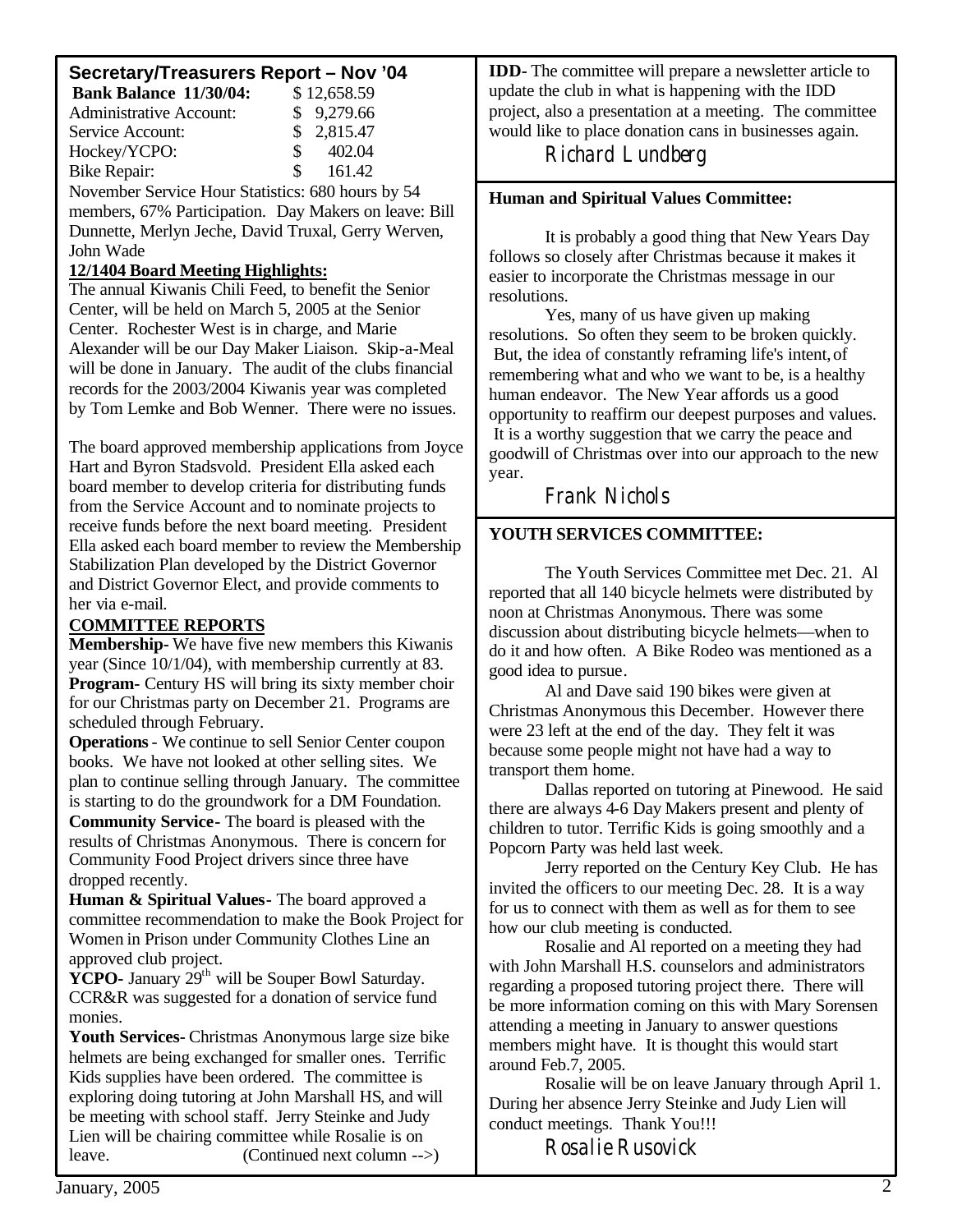## Secretary/Treasurers Report – Nov '04

| **Bank Balance 11/30/04:** | $ 12,658.59 |
| --- | --- |
| Administrative Account: | $ 9,279.66 |
| Service Account: | $ 2,815.47 |
| Hockey/YCPO: | $ 402.04 |
| Bike Repair: | $ 161.42 |

November Service Hour Statistics: 680 hours by 54 members, 67% Participation. Day Makers on leave: Bill Dunnette, Merlyn Jeche, David Truxal, Gerry Werven, John Wade

**12/1404 Board Meeting Highlights:**

The annual Kiwanis Chili Feed, to benefit the Senior Center, will be held on March 5, 2005 at the Senior Center. Rochester West is in charge, and Marie Alexander will be our Day Maker Liaison. Skip-a-Meal will be done in January. The audit of the clubs financial records for the 2003/2004 Kiwanis year was completed by Tom Lemke and Bob Wenner. There were no issues.

The board approved membership applications from Joyce Hart and Byron Stadsvold. President Ella asked each board member to develop criteria for distributing funds from the Service Account and to nominate projects to receive funds before the next board meeting. President Ella asked each board member to review the Membership Stabilization Plan developed by the District Governor and District Governor Elect, and provide comments to her via e-mail.

**COMMITTEE REPORTS**

**Membership**- We have five new members this Kiwanis year (Since 10/1/04), with membership currently at 83.

**Program**- Century HS will bring its sixty member choir for our Christmas party on December 21. Programs are scheduled through February.

**Operations**- We continue to sell Senior Center coupon books. We have not looked at other selling sites. We plan to continue selling through January. The committee is starting to do the groundwork for a DM Foundation.

**Community Service**- The board is pleased with the results of Christmas Anonymous. There is concern for Community Food Project drivers since three have dropped recently.

**Human & Spiritual Values**- The board approved a committee recommendation to make the Book Project for Women in Prison under Community Clothes Line an approved club project.

**YCPO**- January 29th will be Souper Bowl Saturday. CCR&R was suggested for a donation of service fund monies.

**Youth Services**- Christmas Anonymous large size bike helmets are being exchanged for smaller ones. Terrific Kids supplies have been ordered. The committee is exploring doing tutoring at John Marshall HS, and will be meeting with school staff. Jerry Steinke and Judy Lien will be chairing committee while Rosalie is on leave. (Continued next column -->)

**IDD**- The committee will prepare a newsletter article to update the club in what is happening with the IDD project, also a presentation at a meeting. The committee would like to place donation cans in businesses again.

*Richard Lundberg*

---

**Human and Spiritual Values Committee:**

It is probably a good thing that New Years Day follows so closely after Christmas because it makes it easier to incorporate the Christmas message in our resolutions.

Yes, many of us have given up making resolutions. So often they seem to be broken quickly. But, the idea of constantly reframing life's intent, of remembering what and who we want to be, is a healthy human endeavor. The New Year affords us a good opportunity to reaffirm our deepest purposes and values. It is a worthy suggestion that we carry the peace and goodwill of Christmas over into our approach to the new year.

*Frank Nichols*

---

**YOUTH SERVICES COMMITTEE:**

The Youth Services Committee met Dec. 21. Al reported that all 140 bicycle helmets were distributed by noon at Christmas Anonymous. There was some discussion about distributing bicycle helmets—when to do it and how often. A Bike Rodeo was mentioned as a good idea to pursue.

Al and Dave said 190 bikes were given at Christmas Anonymous this December. However there were 23 left at the end of the day. They felt it was because some people might not have had a way to transport them home.

Dallas reported on tutoring at Pinewood. He said there are always 4-6 Day Makers present and plenty of children to tutor. Terrific Kids is going smoothly and a Popcorn Party was held last week.

Jerry reported on the Century Key Club. He has invited the officers to our meeting Dec. 28. It is a way for us to connect with them as well as for them to see how our club meeting is conducted.

Rosalie and Al reported on a meeting they had with John Marshall H.S. counselors and administrators regarding a proposed tutoring project there. There will be more information coming on this with Mary Sorensen attending a meeting in January to answer questions members might have. It is thought this would start around Feb.7, 2005.

Rosalie will be on leave January through April 1. During her absence Jerry Steinke and Judy Lien will conduct meetings. Thank You!!!

*Rosalie Rusovick*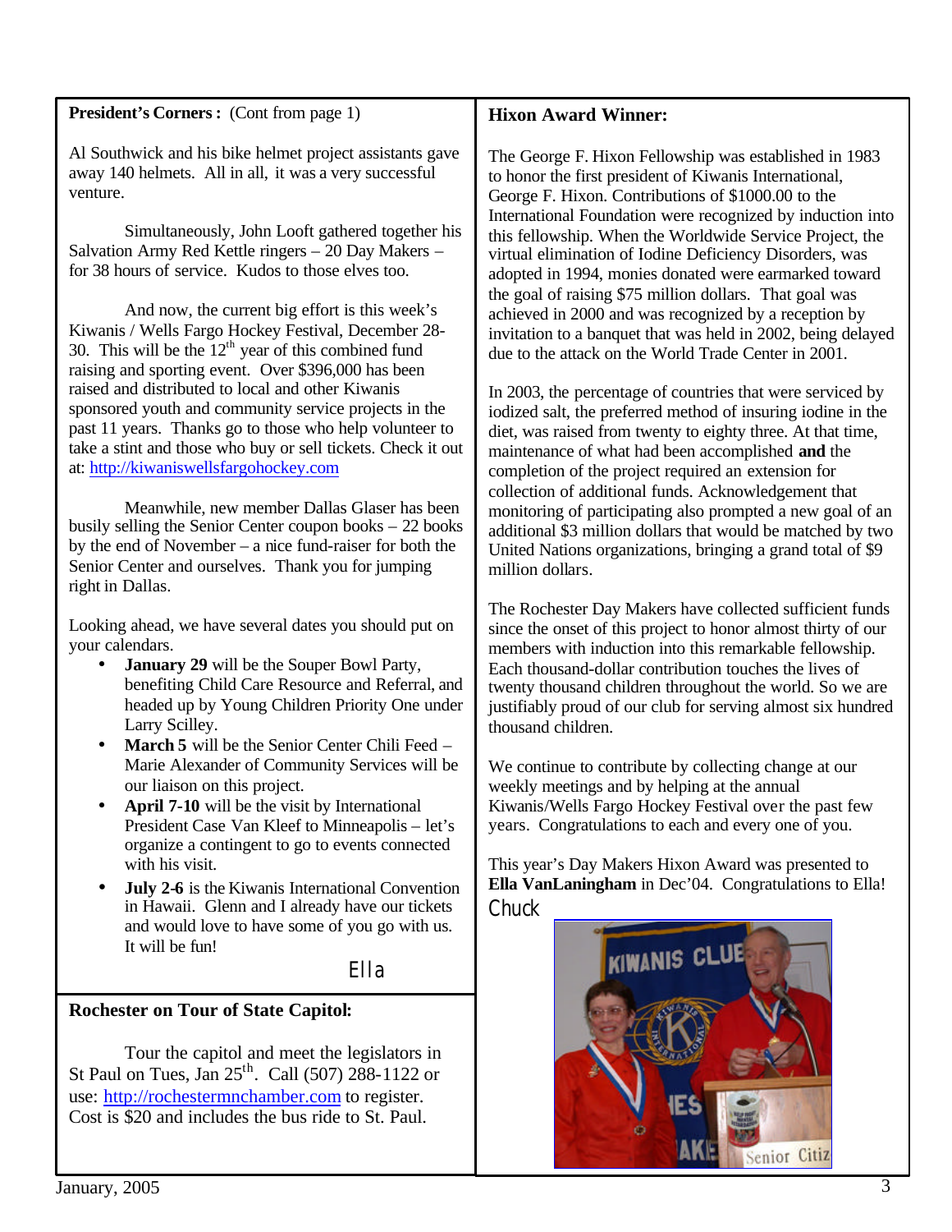**President's Corners :** (Cont from page 1)

Al Southwick and his bike helmet project assistants gave away 140 helmets. All in all, it was a very successful venture.

Simultaneously, John Looft gathered together his Salvation Army Red Kettle ringers – 20 Day Makers – for 38 hours of service. Kudos to those elves too.

And now, the current big effort is this week's Kiwanis / Wells Fargo Hockey Festival, December 28-30. This will be the 12th year of this combined fund raising and sporting event. Over $396,000 has been raised and distributed to local and other Kiwanis sponsored youth and community service projects in the past 11 years. Thanks go to those who help volunteer to take a stint and those who buy or sell tickets. Check it out at: http://kiwaniswellsfargohockey.com

Meanwhile, new member Dallas Glaser has been busily selling the Senior Center coupon books – 22 books by the end of November – a nice fund-raiser for both the Senior Center and ourselves. Thank you for jumping right in Dallas.

Looking ahead, we have several dates you should put on your calendars.

- **January 29** will be the Souper Bowl Party, benefiting Child Care Resource and Referral, and headed up by Young Children Priority One under Larry Scilley.
- **March 5** will be the Senior Center Chili Feed – Marie Alexander of Community Services will be our liaison on this project.
- **April 7-10** will be the visit by International President Case Van Kleef to Minneapolis – let's organize a contingent to go to events connected with his visit.
- **July 2-6** is the Kiwanis International Convention in Hawaii. Glenn and I already have our tickets and would love to have some of you go with us. It will be fun!

Ella

**Rochester on Tour of State Capitol:**

Tour the capitol and meet the legislators in St Paul on Tues, Jan 25th. Call (507) 288-1122 or use: http://rochestermnchamber.com to register. Cost is $20 and includes the bus ride to St. Paul.

**Hixon Award Winner:**

The George F. Hixon Fellowship was established in 1983 to honor the first president of Kiwanis International, George F. Hixon. Contributions of $1000.00 to the International Foundation were recognized by induction into this fellowship. When the Worldwide Service Project, the virtual elimination of Iodine Deficiency Disorders, was adopted in 1994, monies donated were earmarked toward the goal of raising $75 million dollars. That goal was achieved in 2000 and was recognized by a reception by invitation to a banquet that was held in 2002, being delayed due to the attack on the World Trade Center in 2001.

In 2003, the percentage of countries that were serviced by iodized salt, the preferred method of insuring iodine in the diet, was raised from twenty to eighty three. At that time, maintenance of what had been accomplished **and** the completion of the project required an extension for collection of additional funds. Acknowledgement that monitoring of participating also prompted a new goal of an additional $3 million dollars that would be matched by two United Nations organizations, bringing a grand total of $9 million dollars.

The Rochester Day Makers have collected sufficient funds since the onset of this project to honor almost thirty of our members with induction into this remarkable fellowship. Each thousand-dollar contribution touches the lives of twenty thousand children throughout the world. So we are justifiably proud of our club for serving almost six hundred thousand children.

We continue to contribute by collecting change at our weekly meetings and by helping at the annual Kiwanis/Wells Fargo Hockey Festival over the past few years. Congratulations to each and every one of you.

This year's Day Makers Hixon Award was presented to **Ella VanLaningham** in Dec'04. Congratulations to Ella!

Chuck

January, 2005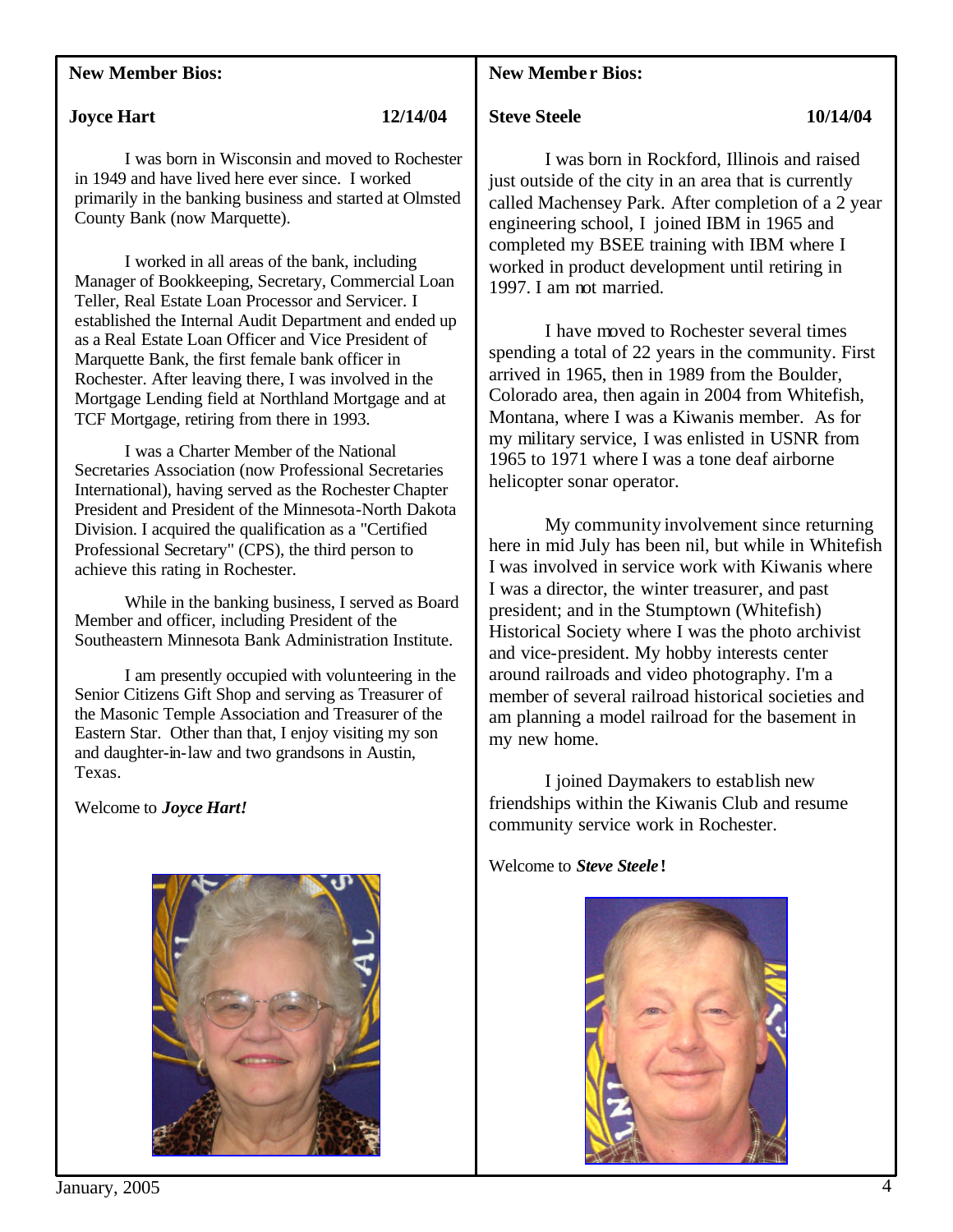## New Member Bios:

### Joyce Hart 12/14/04

I was born in Wisconsin and moved to Rochester in 1949 and have lived here ever since. I worked primarily in the banking business and started at Olmsted County Bank (now Marquette).

I worked in all areas of the bank, including Manager of Bookkeeping, Secretary, Commercial Loan Teller, Real Estate Loan Processor and Servicer. I established the Internal Audit Department and ended up as a Real Estate Loan Officer and Vice President of Marquette Bank, the first female bank officer in Rochester. After leaving there, I was involved in the Mortgage Lending field at Northland Mortgage and at TCF Mortgage, retiring from there in 1993.

I was a Charter Member of the National Secretaries Association (now Professional Secretaries International), having served as the Rochester Chapter President and President of the Minnesota-North Dakota Division. I acquired the qualification as a "Certified Professional Secretary" (CPS), the third person to achieve this rating in Rochester.

While in the banking business, I served as Board Member and officer, including President of the Southeastern Minnesota Bank Administration Institute.

I am presently occupied with volunteering in the Senior Citizens Gift Shop and serving as Treasurer of the Masonic Temple Association and Treasurer of the Eastern Star. Other than that, I enjoy visiting my son and daughter-in-law and two grandsons in Austin, Texas.

Welcome to ***Joyce Hart!***

## New Member Bios:

### Steve Steele 10/14/04

I was born in Rockford, Illinois and raised just outside of the city in an area that is currently called Machensey Park. After completion of a 2 year engineering school, I joined IBM in 1965 and completed my BSEE training with IBM where I worked in product development until retiring in 1997. I am not married.

I have moved to Rochester several times spending a total of 22 years in the community. First arrived in 1965, then in 1989 from the Boulder, Colorado area, then again in 2004 from Whitefish, Montana, where I was a Kiwanis member. As for my military service, I was enlisted in USNR from 1965 to 1971 where I was a tone deaf airborne helicopter sonar operator.

My community involvement since returning here in mid July has been nil, but while in Whitefish I was involved in service work with Kiwanis where I was a director, the winter treasurer, and past president; and in the Stumptown (Whitefish) Historical Society where I was the photo archivist and vice-president. My hobby interests center around railroads and video photography. I'm a member of several railroad historical societies and am planning a model railroad for the basement in my new home.

I joined Daymakers to establish new friendships within the Kiwanis Club and resume community service work in Rochester.

Welcome to ***Steve Steele*****!**